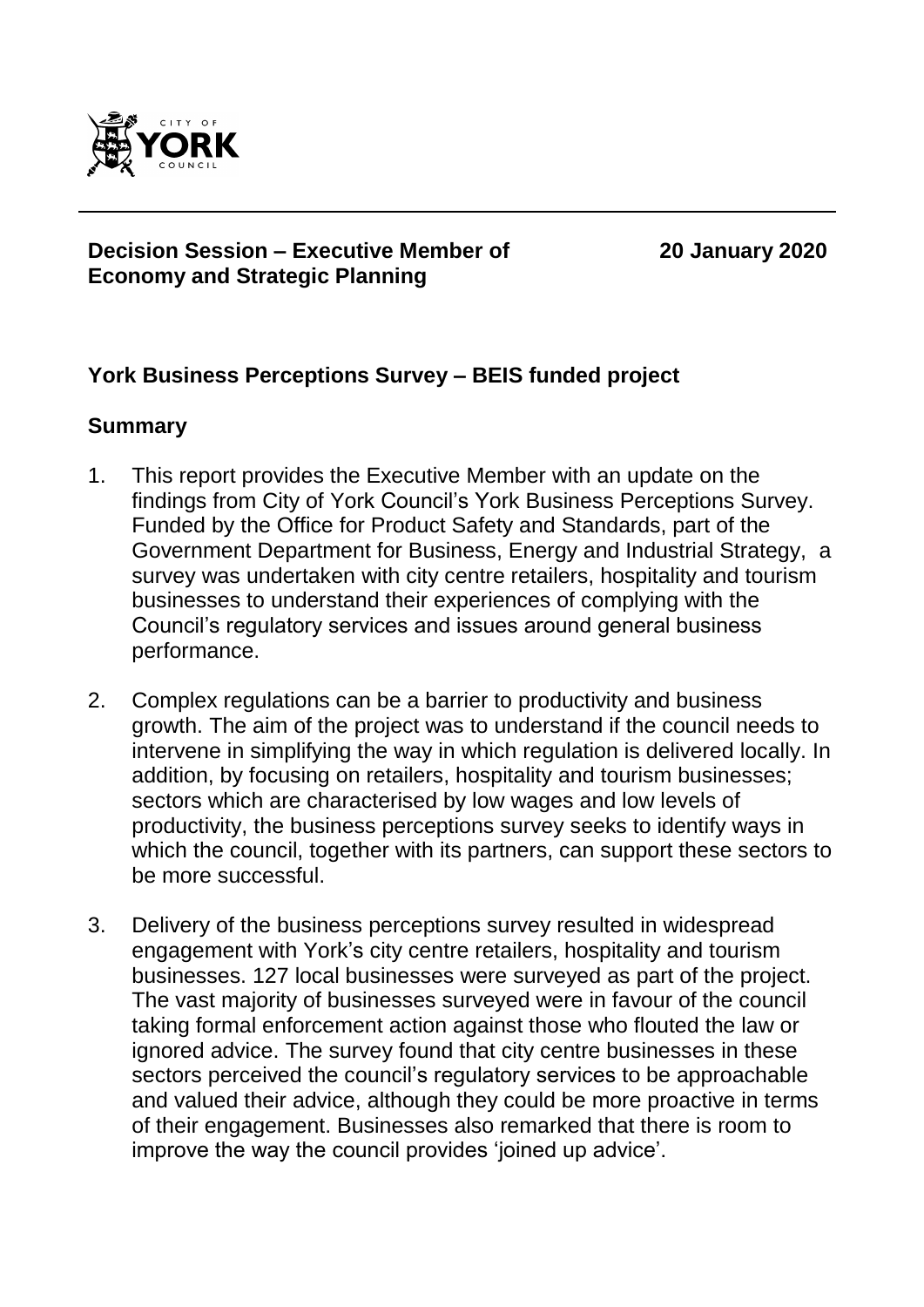**Decision Session – Executive Member of Economy and Strategic Planning**

**20 January 2020**

## York Business Perceptions Survey – BEIS funded project

### Summary

1. This report provides the Executive Member with an update on the findings from City of York Council's York Business Perceptions Survey. Funded by the Office for Product Safety and Standards, part of the Government Department for Business, Energy and Industrial Strategy, a survey was undertaken with city centre retailers, hospitality and tourism businesses to understand their experiences of complying with the Council's regulatory services and issues around general business performance.

2. Complex regulations can be a barrier to productivity and business growth. The aim of the project was to understand if the council needs to intervene in simplifying the way in which regulation is delivered locally. In addition, by focusing on retailers, hospitality and tourism businesses; sectors which are characterised by low wages and low levels of productivity, the business perceptions survey seeks to identify ways in which the council, together with its partners, can support these sectors to be more successful.

3. Delivery of the business perceptions survey resulted in widespread engagement with York's city centre retailers, hospitality and tourism businesses. 127 local businesses were surveyed as part of the project. The vast majority of businesses surveyed were in favour of the council taking formal enforcement action against those who flouted the law or ignored advice. The survey found that city centre businesses in these sectors perceived the council's regulatory services to be approachable and valued their advice, although they could be more proactive in terms of their engagement. Businesses also remarked that there is room to improve the way the council provides 'joined up advice'.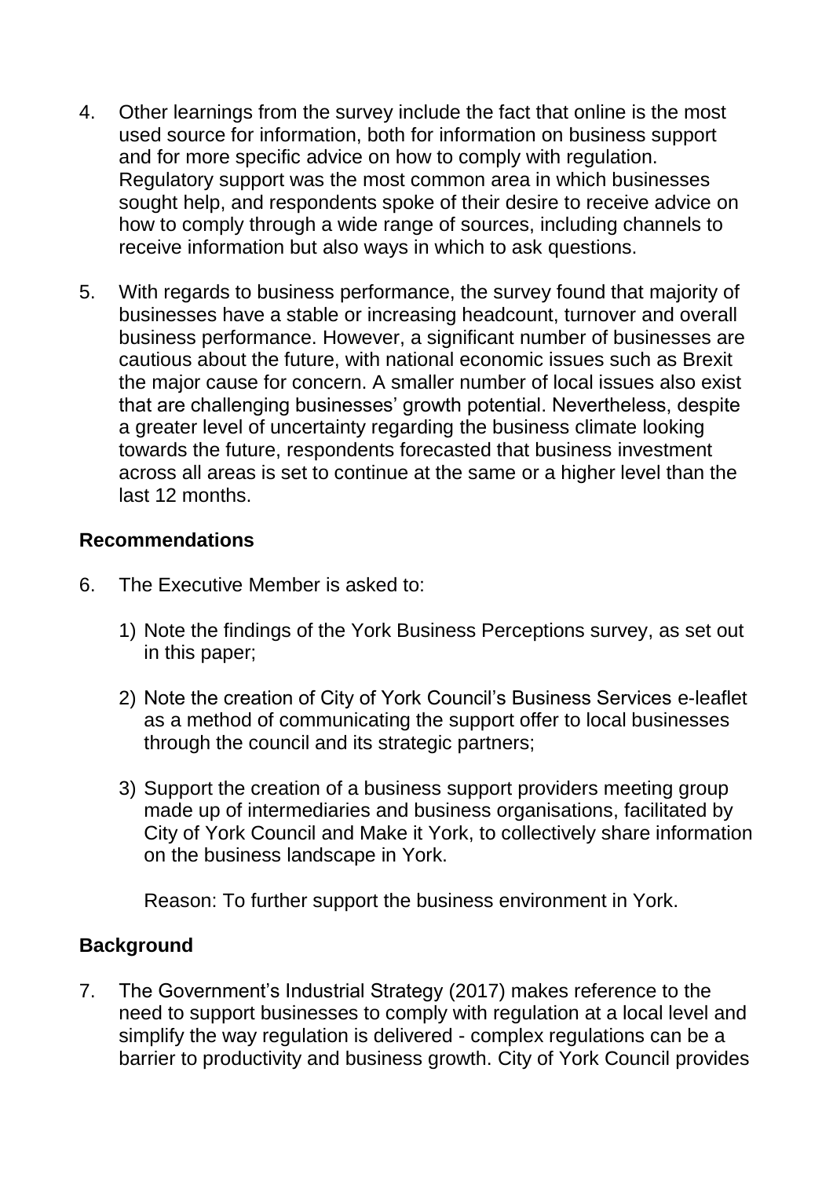4. Other learnings from the survey include the fact that online is the most used source for information, both for information on business support and for more specific advice on how to comply with regulation. Regulatory support was the most common area in which businesses sought help, and respondents spoke of their desire to receive advice on how to comply through a wide range of sources, including channels to receive information but also ways in which to ask questions.

5. With regards to business performance, the survey found that majority of businesses have a stable or increasing headcount, turnover and overall business performance. However, a significant number of businesses are cautious about the future, with national economic issues such as Brexit the major cause for concern. A smaller number of local issues also exist that are challenging businesses' growth potential. Nevertheless, despite a greater level of uncertainty regarding the business climate looking towards the future, respondents forecasted that business investment across all areas is set to continue at the same or a higher level than the last 12 months.

**Recommendations**

6. The Executive Member is asked to:

   1) Note the findings of the York Business Perceptions survey, as set out in this paper;

   2) Note the creation of City of York Council's Business Services e-leaflet as a method of communicating the support offer to local businesses through the council and its strategic partners;

   3) Support the creation of a business support providers meeting group made up of intermediaries and business organisations, facilitated by City of York Council and Make it York, to collectively share information on the business landscape in York.

   Reason: To further support the business environment in York.

**Background**

7. The Government's Industrial Strategy (2017) makes reference to the need to support businesses to comply with regulation at a local level and simplify the way regulation is delivered - complex regulations can be a barrier to productivity and business growth. City of York Council provides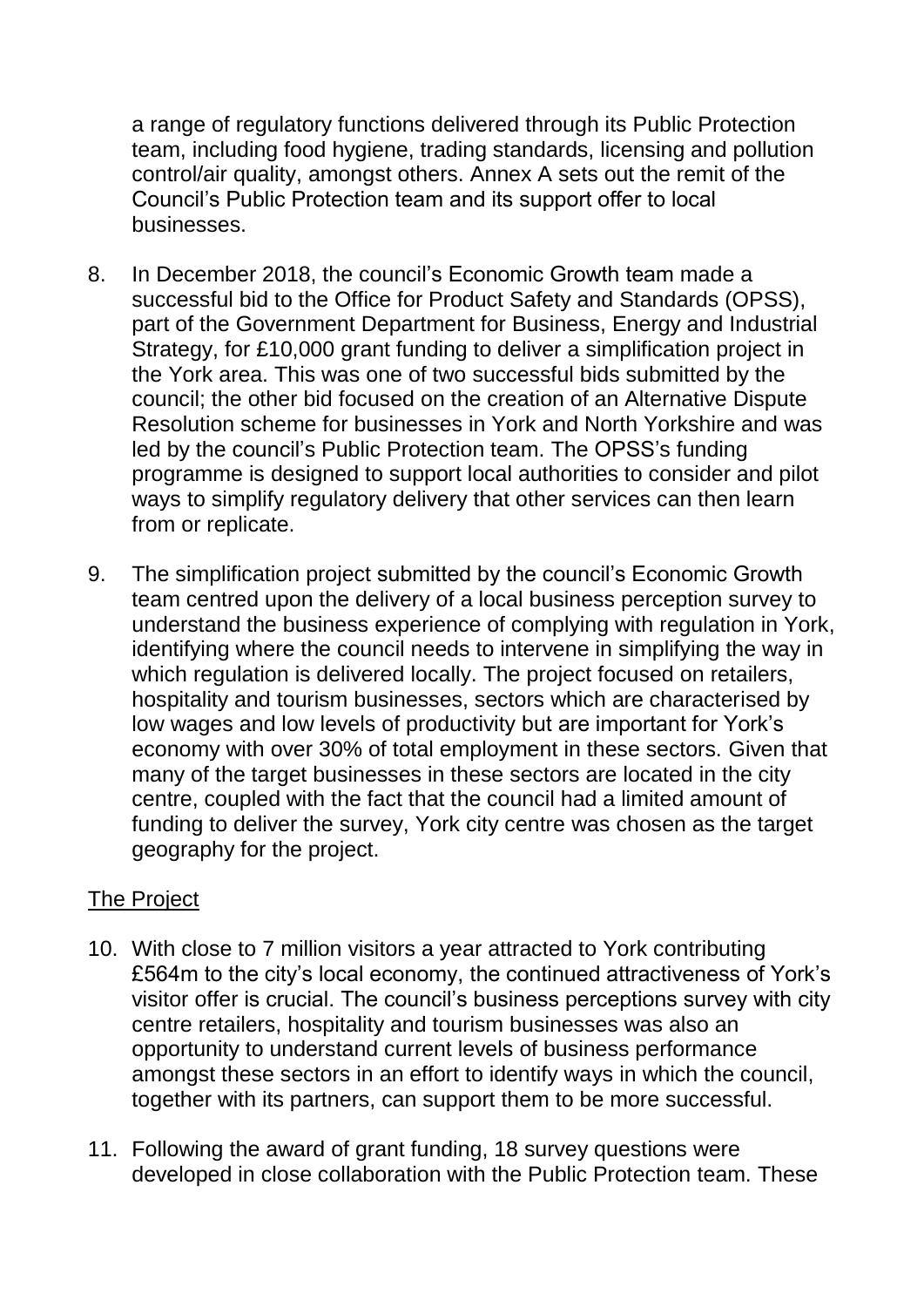a range of regulatory functions delivered through its Public Protection team, including food hygiene, trading standards, licensing and pollution control/air quality, amongst others. Annex A sets out the remit of the Council's Public Protection team and its support offer to local businesses.

8. In December 2018, the council's Economic Growth team made a successful bid to the Office for Product Safety and Standards (OPSS), part of the Government Department for Business, Energy and Industrial Strategy, for £10,000 grant funding to deliver a simplification project in the York area. This was one of two successful bids submitted by the council; the other bid focused on the creation of an Alternative Dispute Resolution scheme for businesses in York and North Yorkshire and was led by the council's Public Protection team. The OPSS's funding programme is designed to support local authorities to consider and pilot ways to simplify regulatory delivery that other services can then learn from or replicate.

9. The simplification project submitted by the council's Economic Growth team centred upon the delivery of a local business perception survey to understand the business experience of complying with regulation in York, identifying where the council needs to intervene in simplifying the way in which regulation is delivered locally. The project focused on retailers, hospitality and tourism businesses, sectors which are characterised by low wages and low levels of productivity but are important for York's economy with over 30% of total employment in these sectors. Given that many of the target businesses in these sectors are located in the city centre, coupled with the fact that the council had a limited amount of funding to deliver the survey, York city centre was chosen as the target geography for the project.

## The Project

10. With close to 7 million visitors a year attracted to York contributing £564m to the city's local economy, the continued attractiveness of York's visitor offer is crucial. The council's business perceptions survey with city centre retailers, hospitality and tourism businesses was also an opportunity to understand current levels of business performance amongst these sectors in an effort to identify ways in which the council, together with its partners, can support them to be more successful.

11. Following the award of grant funding, 18 survey questions were developed in close collaboration with the Public Protection team. These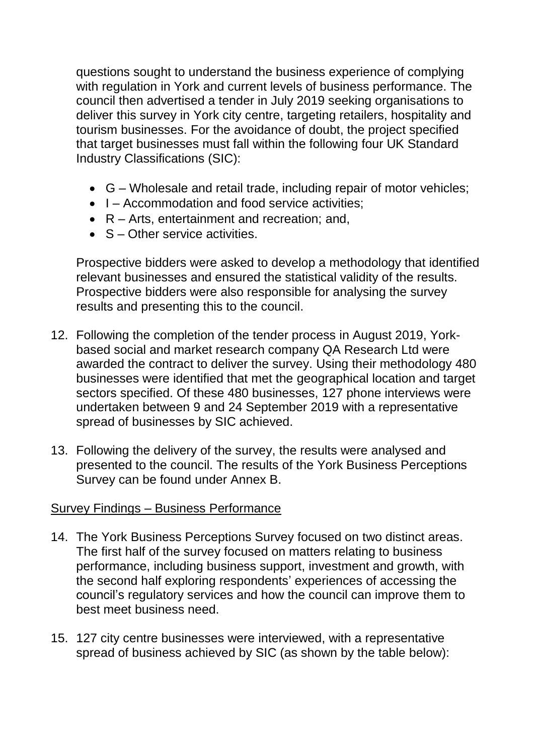questions sought to understand the business experience of complying with regulation in York and current levels of business performance. The council then advertised a tender in July 2019 seeking organisations to deliver this survey in York city centre, targeting retailers, hospitality and tourism businesses. For the avoidance of doubt, the project specified that target businesses must fall within the following four UK Standard Industry Classifications (SIC):

- G – Wholesale and retail trade, including repair of motor vehicles;
- I – Accommodation and food service activities;
- R – Arts, entertainment and recreation; and,
- S – Other service activities.

Prospective bidders were asked to develop a methodology that identified relevant businesses and ensured the statistical validity of the results. Prospective bidders were also responsible for analysing the survey results and presenting this to the council.

12. Following the completion of the tender process in August 2019, York-based social and market research company QA Research Ltd were awarded the contract to deliver the survey. Using their methodology 480 businesses were identified that met the geographical location and target sectors specified. Of these 480 businesses, 127 phone interviews were undertaken between 9 and 24 September 2019 with a representative spread of businesses by SIC achieved.

13. Following the delivery of the survey, the results were analysed and presented to the council. The results of the York Business Perceptions Survey can be found under Annex B.

## Survey Findings – Business Performance

14. The York Business Perceptions Survey focused on two distinct areas. The first half of the survey focused on matters relating to business performance, including business support, investment and growth, with the second half exploring respondents' experiences of accessing the council's regulatory services and how the council can improve them to best meet business need.

15. 127 city centre businesses were interviewed, with a representative spread of business achieved by SIC (as shown by the table below):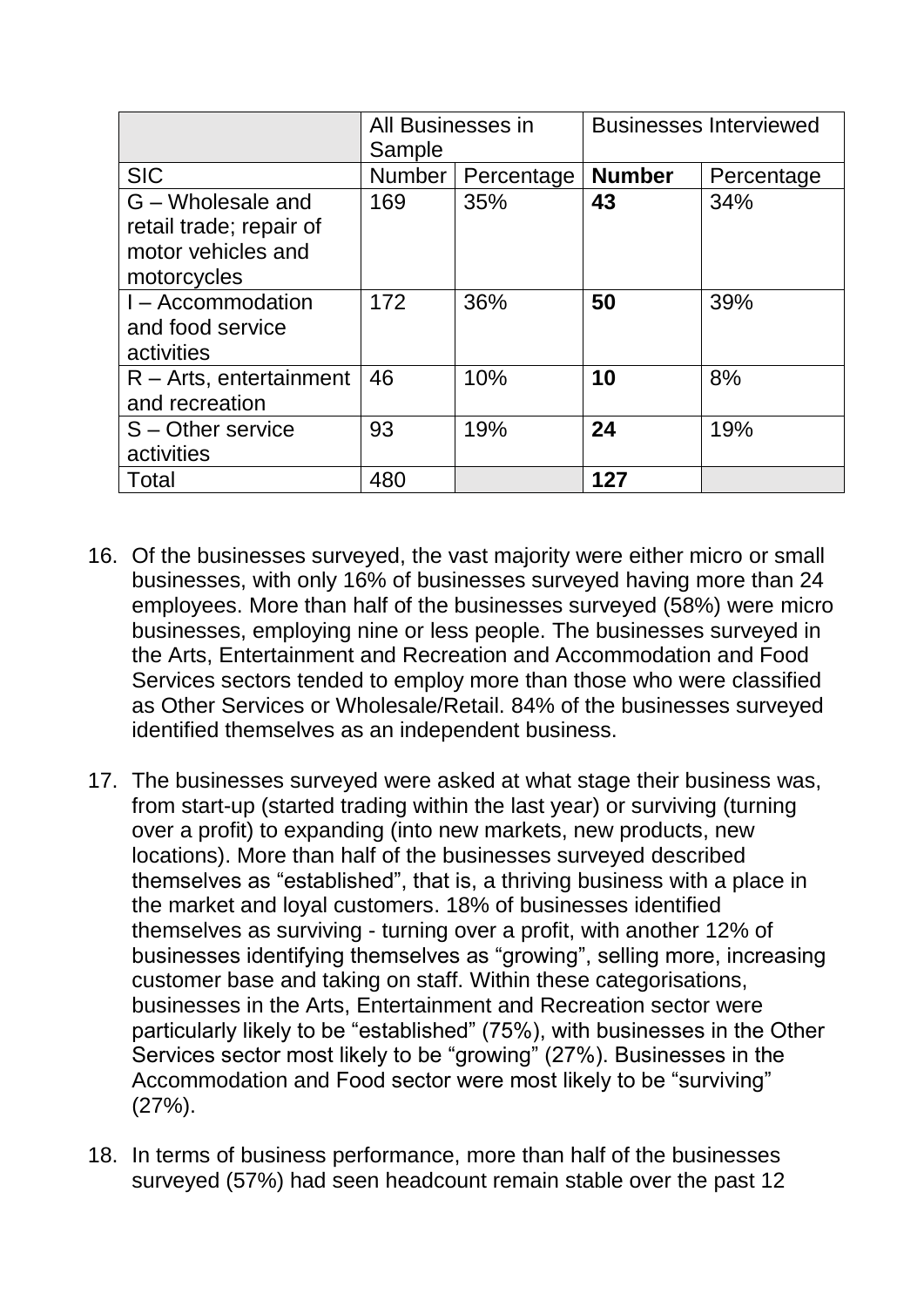| | All Businesses in Sample | | Businesses Interviewed | |
|---|---|---|---|---|
| SIC | Number | Percentage | **Number** | Percentage |
| G – Wholesale and retail trade; repair of motor vehicles and motorcycles | 169 | 35% | **43** | 34% |
| I – Accommodation and food service activities | 172 | 36% | **50** | 39% |
| R – Arts, entertainment and recreation | 46 | 10% | **10** | 8% |
| S – Other service activities | 93 | 19% | **24** | 19% |
| Total | 480 | | **127** | |

16. Of the businesses surveyed, the vast majority were either micro or small businesses, with only 16% of businesses surveyed having more than 24 employees. More than half of the businesses surveyed (58%) were micro businesses, employing nine or less people. The businesses surveyed in the Arts, Entertainment and Recreation and Accommodation and Food Services sectors tended to employ more than those who were classified as Other Services or Wholesale/Retail. 84% of the businesses surveyed identified themselves as an independent business.

17. The businesses surveyed were asked at what stage their business was, from start-up (started trading within the last year) or surviving (turning over a profit) to expanding (into new markets, new products, new locations). More than half of the businesses surveyed described themselves as "established", that is, a thriving business with a place in the market and loyal customers. 18% of businesses identified themselves as surviving - turning over a profit, with another 12% of businesses identifying themselves as "growing", selling more, increasing customer base and taking on staff. Within these categorisations, businesses in the Arts, Entertainment and Recreation sector were particularly likely to be "established" (75%), with businesses in the Other Services sector most likely to be "growing" (27%). Businesses in the Accommodation and Food sector were most likely to be "surviving" (27%).

18. In terms of business performance, more than half of the businesses surveyed (57%) had seen headcount remain stable over the past 12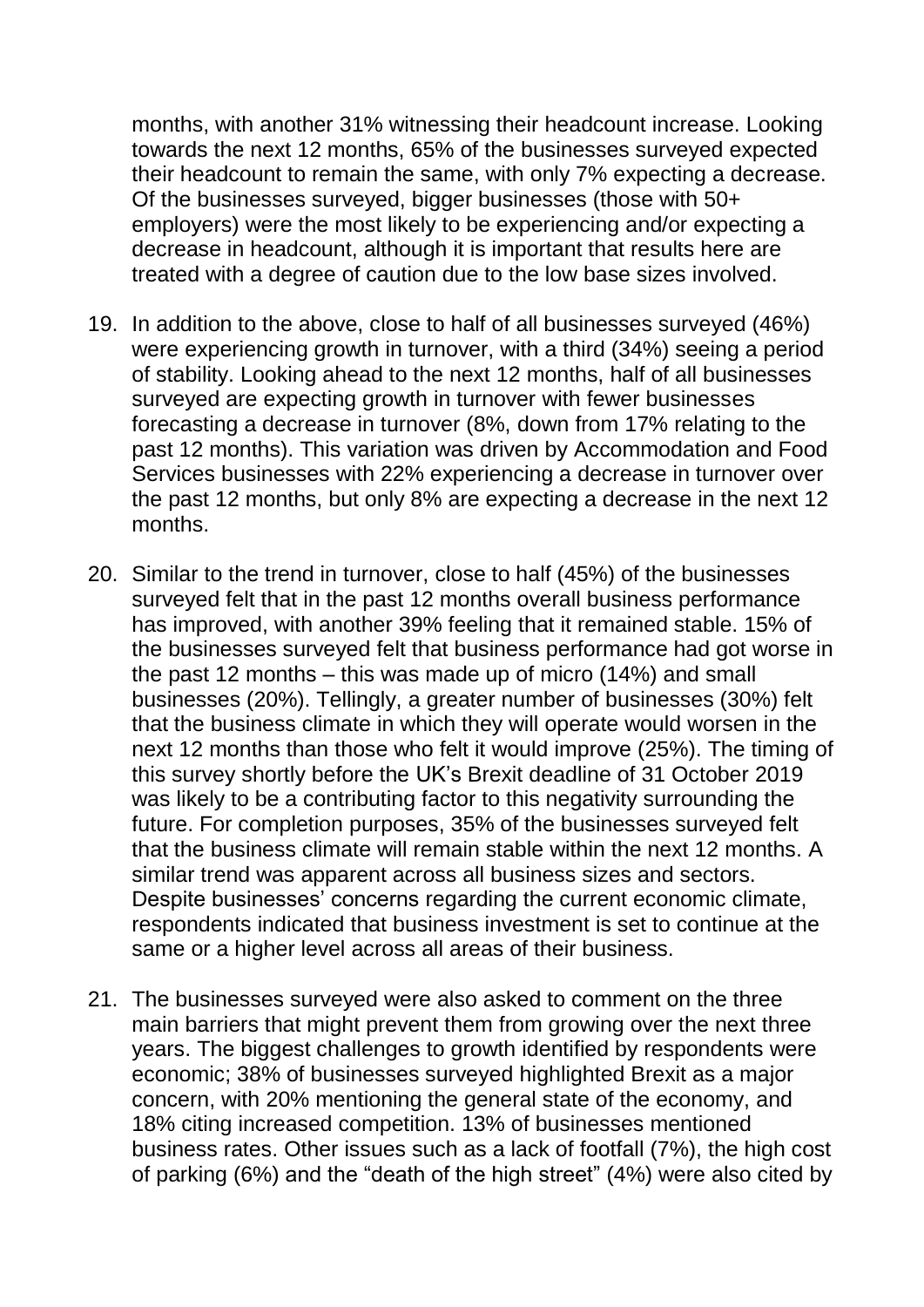months, with another 31% witnessing their headcount increase. Looking towards the next 12 months, 65% of the businesses surveyed expected their headcount to remain the same, with only 7% expecting a decrease. Of the businesses surveyed, bigger businesses (those with 50+ employers) were the most likely to be experiencing and/or expecting a decrease in headcount, although it is important that results here are treated with a degree of caution due to the low base sizes involved.

19. In addition to the above, close to half of all businesses surveyed (46%) were experiencing growth in turnover, with a third (34%) seeing a period of stability. Looking ahead to the next 12 months, half of all businesses surveyed are expecting growth in turnover with fewer businesses forecasting a decrease in turnover (8%, down from 17% relating to the past 12 months). This variation was driven by Accommodation and Food Services businesses with 22% experiencing a decrease in turnover over the past 12 months, but only 8% are expecting a decrease in the next 12 months.

20. Similar to the trend in turnover, close to half (45%) of the businesses surveyed felt that in the past 12 months overall business performance has improved, with another 39% feeling that it remained stable. 15% of the businesses surveyed felt that business performance had got worse in the past 12 months – this was made up of micro (14%) and small businesses (20%). Tellingly, a greater number of businesses (30%) felt that the business climate in which they will operate would worsen in the next 12 months than those who felt it would improve (25%). The timing of this survey shortly before the UK's Brexit deadline of 31 October 2019 was likely to be a contributing factor to this negativity surrounding the future. For completion purposes, 35% of the businesses surveyed felt that the business climate will remain stable within the next 12 months. A similar trend was apparent across all business sizes and sectors. Despite businesses' concerns regarding the current economic climate, respondents indicated that business investment is set to continue at the same or a higher level across all areas of their business.

21. The businesses surveyed were also asked to comment on the three main barriers that might prevent them from growing over the next three years. The biggest challenges to growth identified by respondents were economic; 38% of businesses surveyed highlighted Brexit as a major concern, with 20% mentioning the general state of the economy, and 18% citing increased competition. 13% of businesses mentioned business rates. Other issues such as a lack of footfall (7%), the high cost of parking (6%) and the "death of the high street" (4%) were also cited by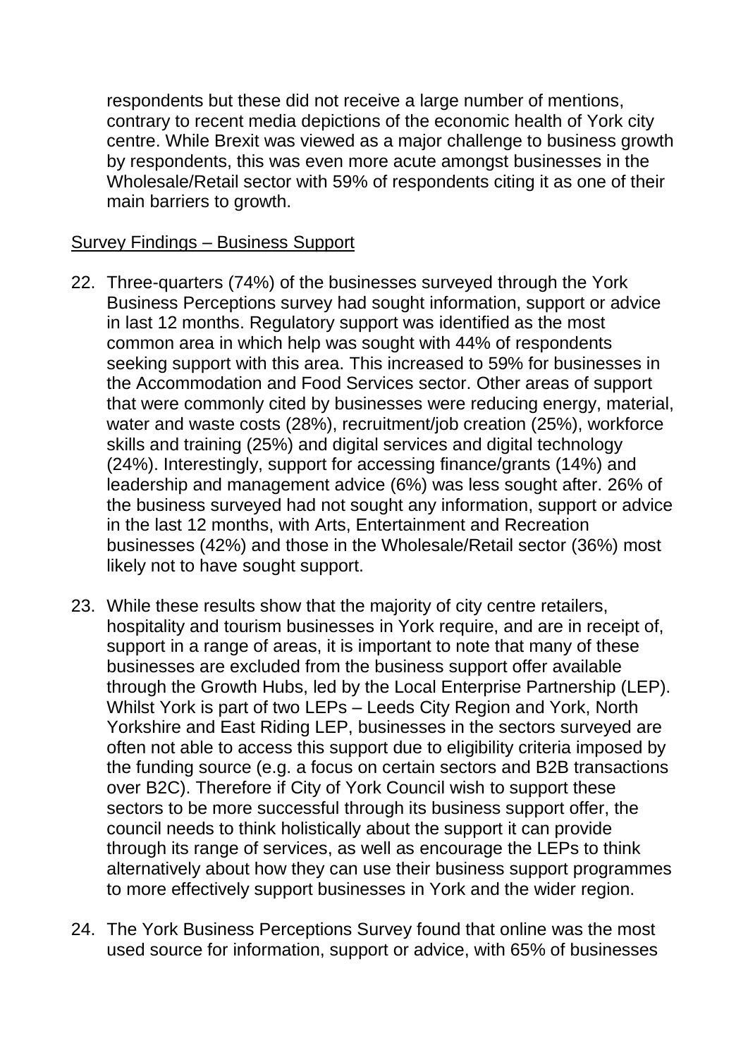respondents but these did not receive a large number of mentions, contrary to recent media depictions of the economic health of York city centre. While Brexit was viewed as a major challenge to business growth by respondents, this was even more acute amongst businesses in the Wholesale/Retail sector with 59% of respondents citing it as one of their main barriers to growth.

<u>Survey Findings – Business Support</u>

22. Three-quarters (74%) of the businesses surveyed through the York Business Perceptions survey had sought information, support or advice in last 12 months. Regulatory support was identified as the most common area in which help was sought with 44% of respondents seeking support with this area. This increased to 59% for businesses in the Accommodation and Food Services sector. Other areas of support that were commonly cited by businesses were reducing energy, material, water and waste costs (28%), recruitment/job creation (25%), workforce skills and training (25%) and digital services and digital technology (24%). Interestingly, support for accessing finance/grants (14%) and leadership and management advice (6%) was less sought after. 26% of the business surveyed had not sought any information, support or advice in the last 12 months, with Arts, Entertainment and Recreation businesses (42%) and those in the Wholesale/Retail sector (36%) most likely not to have sought support.

23. While these results show that the majority of city centre retailers, hospitality and tourism businesses in York require, and are in receipt of, support in a range of areas, it is important to note that many of these businesses are excluded from the business support offer available through the Growth Hubs, led by the Local Enterprise Partnership (LEP). Whilst York is part of two LEPs – Leeds City Region and York, North Yorkshire and East Riding LEP, businesses in the sectors surveyed are often not able to access this support due to eligibility criteria imposed by the funding source (e.g. a focus on certain sectors and B2B transactions over B2C). Therefore if City of York Council wish to support these sectors to be more successful through its business support offer, the council needs to think holistically about the support it can provide through its range of services, as well as encourage the LEPs to think alternatively about how they can use their business support programmes to more effectively support businesses in York and the wider region.

24. The York Business Perceptions Survey found that online was the most used source for information, support or advice, with 65% of businesses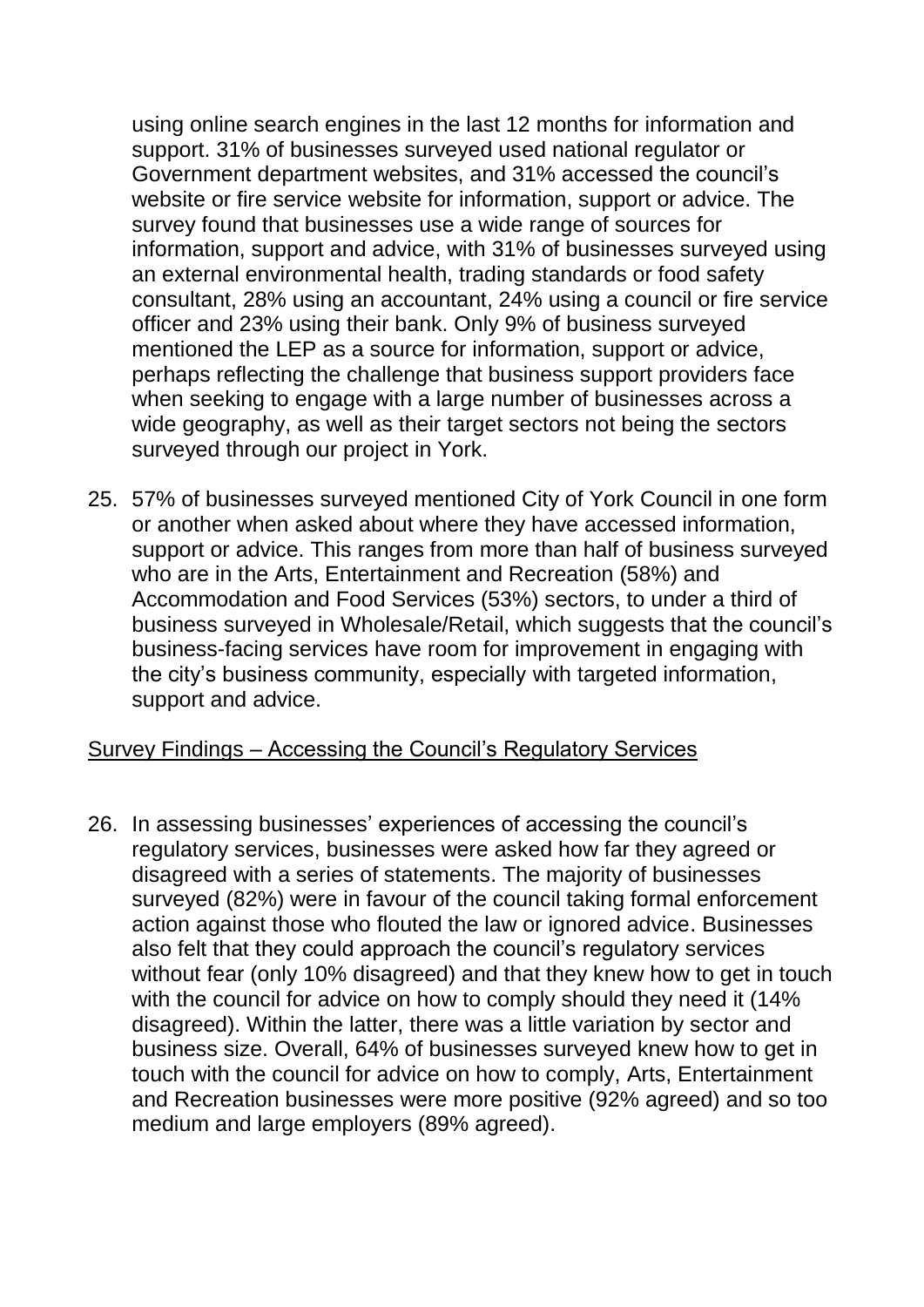using online search engines in the last 12 months for information and support. 31% of businesses surveyed used national regulator or Government department websites, and 31% accessed the council's website or fire service website for information, support or advice. The survey found that businesses use a wide range of sources for information, support and advice, with 31% of businesses surveyed using an external environmental health, trading standards or food safety consultant, 28% using an accountant, 24% using a council or fire service officer and 23% using their bank. Only 9% of business surveyed mentioned the LEP as a source for information, support or advice, perhaps reflecting the challenge that business support providers face when seeking to engage with a large number of businesses across a wide geography, as well as their target sectors not being the sectors surveyed through our project in York.

25. 57% of businesses surveyed mentioned City of York Council in one form or another when asked about where they have accessed information, support or advice. This ranges from more than half of business surveyed who are in the Arts, Entertainment and Recreation (58%) and Accommodation and Food Services (53%) sectors, to under a third of business surveyed in Wholesale/Retail, which suggests that the council's business-facing services have room for improvement in engaging with the city's business community, especially with targeted information, support and advice.

<u>Survey Findings – Accessing the Council's Regulatory Services</u>

26. In assessing businesses' experiences of accessing the council's regulatory services, businesses were asked how far they agreed or disagreed with a series of statements. The majority of businesses surveyed (82%) were in favour of the council taking formal enforcement action against those who flouted the law or ignored advice. Businesses also felt that they could approach the council's regulatory services without fear (only 10% disagreed) and that they knew how to get in touch with the council for advice on how to comply should they need it (14% disagreed). Within the latter, there was a little variation by sector and business size. Overall, 64% of businesses surveyed knew how to get in touch with the council for advice on how to comply, Arts, Entertainment and Recreation businesses were more positive (92% agreed) and so too medium and large employers (89% agreed).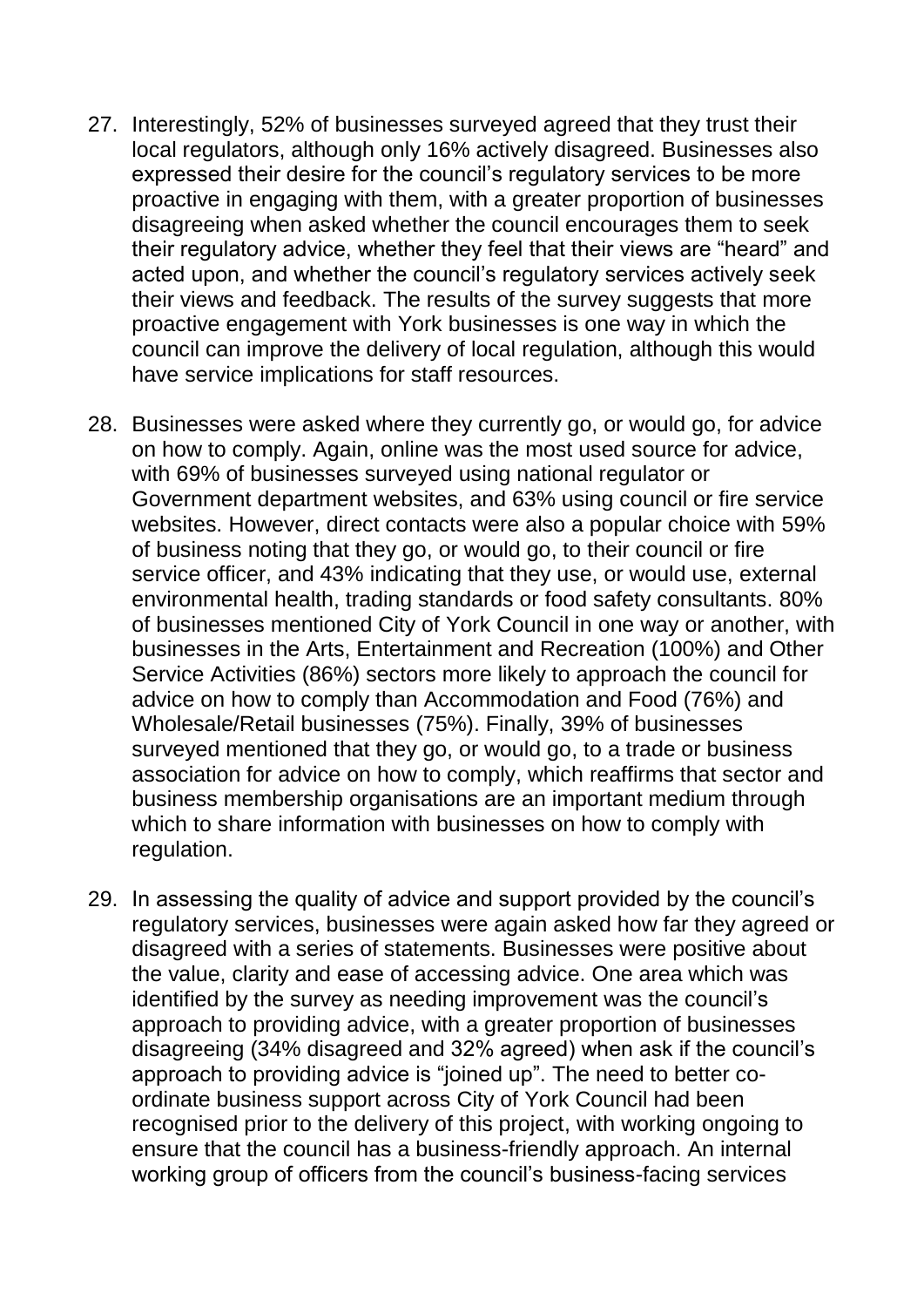27. Interestingly, 52% of businesses surveyed agreed that they trust their local regulators, although only 16% actively disagreed. Businesses also expressed their desire for the council's regulatory services to be more proactive in engaging with them, with a greater proportion of businesses disagreeing when asked whether the council encourages them to seek their regulatory advice, whether they feel that their views are "heard" and acted upon, and whether the council's regulatory services actively seek their views and feedback. The results of the survey suggests that more proactive engagement with York businesses is one way in which the council can improve the delivery of local regulation, although this would have service implications for staff resources.

28. Businesses were asked where they currently go, or would go, for advice on how to comply. Again, online was the most used source for advice, with 69% of businesses surveyed using national regulator or Government department websites, and 63% using council or fire service websites. However, direct contacts were also a popular choice with 59% of business noting that they go, or would go, to their council or fire service officer, and 43% indicating that they use, or would use, external environmental health, trading standards or food safety consultants. 80% of businesses mentioned City of York Council in one way or another, with businesses in the Arts, Entertainment and Recreation (100%) and Other Service Activities (86%) sectors more likely to approach the council for advice on how to comply than Accommodation and Food (76%) and Wholesale/Retail businesses (75%). Finally, 39% of businesses surveyed mentioned that they go, or would go, to a trade or business association for advice on how to comply, which reaffirms that sector and business membership organisations are an important medium through which to share information with businesses on how to comply with regulation.

29. In assessing the quality of advice and support provided by the council's regulatory services, businesses were again asked how far they agreed or disagreed with a series of statements. Businesses were positive about the value, clarity and ease of accessing advice. One area which was identified by the survey as needing improvement was the council's approach to providing advice, with a greater proportion of businesses disagreeing (34% disagreed and 32% agreed) when ask if the council's approach to providing advice is "joined up". The need to better co-ordinate business support across City of York Council had been recognised prior to the delivery of this project, with working ongoing to ensure that the council has a business-friendly approach. An internal working group of officers from the council's business-facing services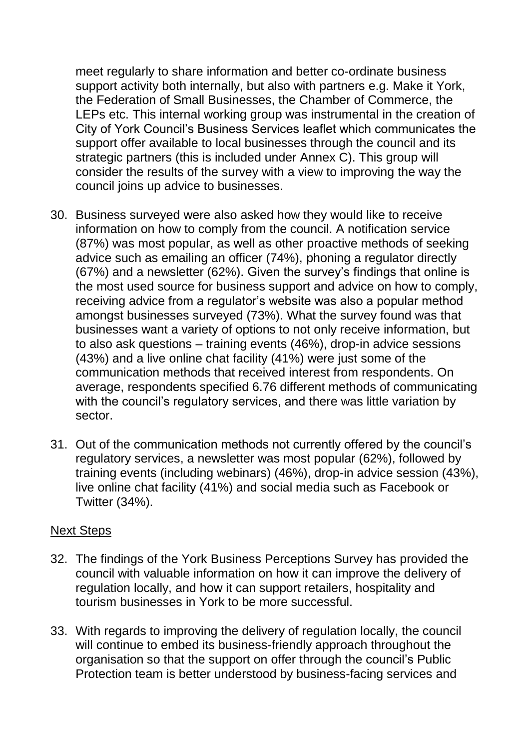meet regularly to share information and better co-ordinate business support activity both internally, but also with partners e.g. Make it York, the Federation of Small Businesses, the Chamber of Commerce, the LEPs etc. This internal working group was instrumental in the creation of City of York Council's Business Services leaflet which communicates the support offer available to local businesses through the council and its strategic partners (this is included under Annex C). This group will consider the results of the survey with a view to improving the way the council joins up advice to businesses.

30. Business surveyed were also asked how they would like to receive information on how to comply from the council. A notification service (87%) was most popular, as well as other proactive methods of seeking advice such as emailing an officer (74%), phoning a regulator directly (67%) and a newsletter (62%). Given the survey's findings that online is the most used source for business support and advice on how to comply, receiving advice from a regulator's website was also a popular method amongst businesses surveyed (73%). What the survey found was that businesses want a variety of options to not only receive information, but to also ask questions – training events (46%), drop-in advice sessions (43%) and a live online chat facility (41%) were just some of the communication methods that received interest from respondents. On average, respondents specified 6.76 different methods of communicating with the council's regulatory services, and there was little variation by sector.

31. Out of the communication methods not currently offered by the council's regulatory services, a newsletter was most popular (62%), followed by training events (including webinars) (46%), drop-in advice session (43%), live online chat facility (41%) and social media such as Facebook or Twitter (34%).

<u>Next Steps</u>

32. The findings of the York Business Perceptions Survey has provided the council with valuable information on how it can improve the delivery of regulation locally, and how it can support retailers, hospitality and tourism businesses in York to be more successful.

33. With regards to improving the delivery of regulation locally, the council will continue to embed its business-friendly approach throughout the organisation so that the support on offer through the council's Public Protection team is better understood by business-facing services and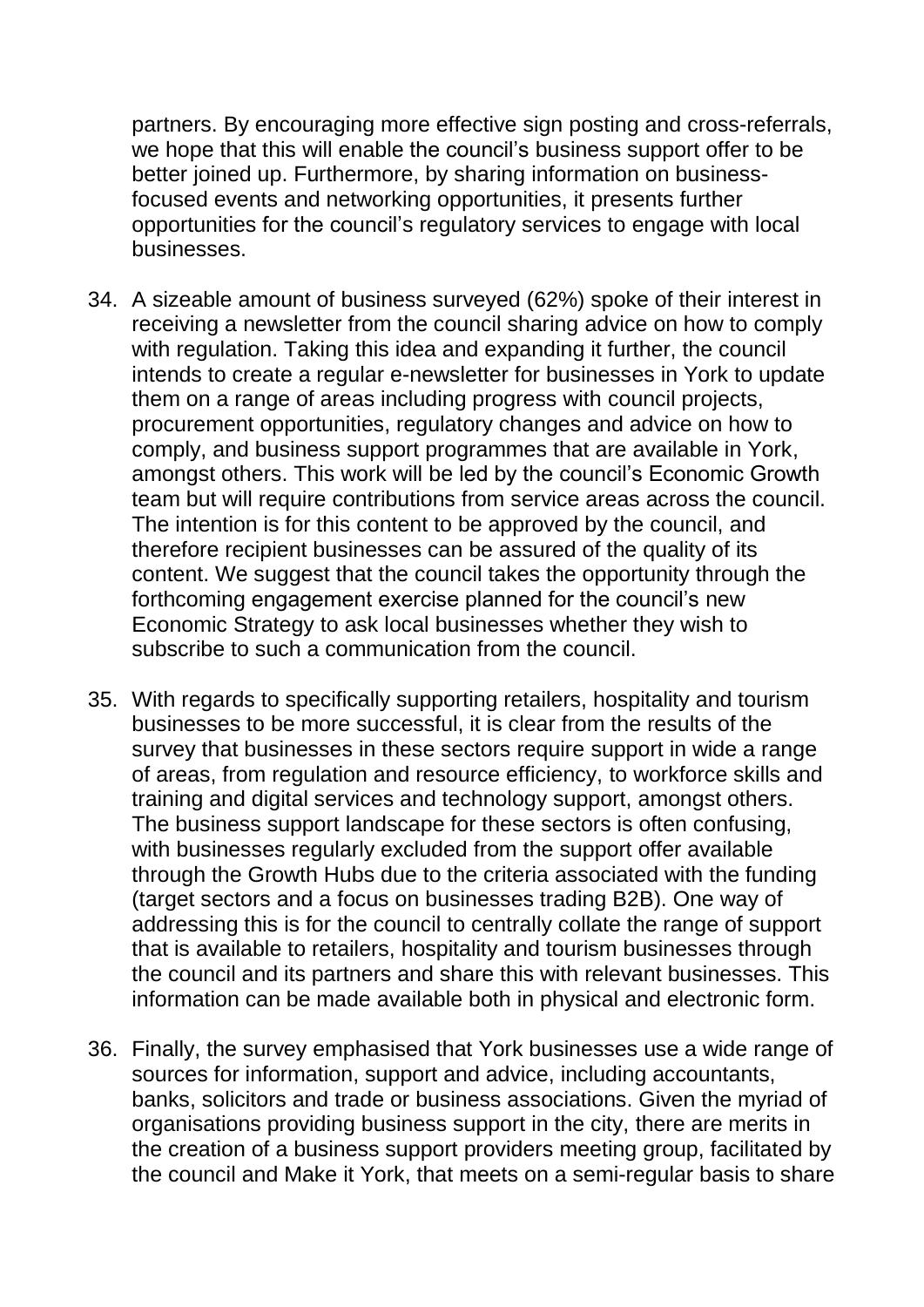partners. By encouraging more effective sign posting and cross-referrals, we hope that this will enable the council's business support offer to be better joined up. Furthermore, by sharing information on business-focused events and networking opportunities, it presents further opportunities for the council's regulatory services to engage with local businesses.

34. A sizeable amount of business surveyed (62%) spoke of their interest in receiving a newsletter from the council sharing advice on how to comply with regulation. Taking this idea and expanding it further, the council intends to create a regular e-newsletter for businesses in York to update them on a range of areas including progress with council projects, procurement opportunities, regulatory changes and advice on how to comply, and business support programmes that are available in York, amongst others. This work will be led by the council's Economic Growth team but will require contributions from service areas across the council. The intention is for this content to be approved by the council, and therefore recipient businesses can be assured of the quality of its content. We suggest that the council takes the opportunity through the forthcoming engagement exercise planned for the council's new Economic Strategy to ask local businesses whether they wish to subscribe to such a communication from the council.

35. With regards to specifically supporting retailers, hospitality and tourism businesses to be more successful, it is clear from the results of the survey that businesses in these sectors require support in wide a range of areas, from regulation and resource efficiency, to workforce skills and training and digital services and technology support, amongst others. The business support landscape for these sectors is often confusing, with businesses regularly excluded from the support offer available through the Growth Hubs due to the criteria associated with the funding (target sectors and a focus on businesses trading B2B). One way of addressing this is for the council to centrally collate the range of support that is available to retailers, hospitality and tourism businesses through the council and its partners and share this with relevant businesses. This information can be made available both in physical and electronic form.

36. Finally, the survey emphasised that York businesses use a wide range of sources for information, support and advice, including accountants, banks, solicitors and trade or business associations. Given the myriad of organisations providing business support in the city, there are merits in the creation of a business support providers meeting group, facilitated by the council and Make it York, that meets on a semi-regular basis to share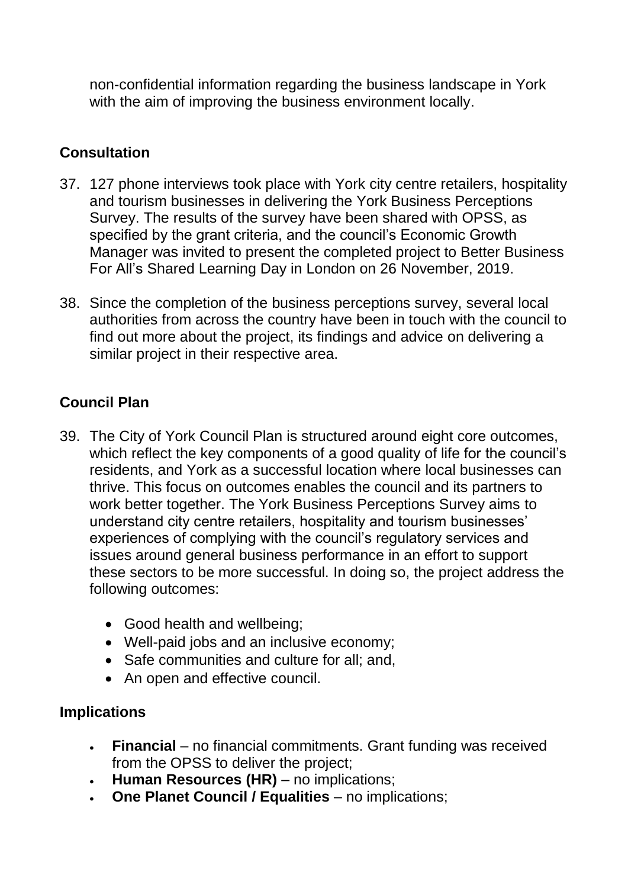non-confidential information regarding the business landscape in York with the aim of improving the business environment locally.

## Consultation

37. 127 phone interviews took place with York city centre retailers, hospitality and tourism businesses in delivering the York Business Perceptions Survey. The results of the survey have been shared with OPSS, as specified by the grant criteria, and the council's Economic Growth Manager was invited to present the completed project to Better Business For All's Shared Learning Day in London on 26 November, 2019.

38. Since the completion of the business perceptions survey, several local authorities from across the country have been in touch with the council to find out more about the project, its findings and advice on delivering a similar project in their respective area.

## Council Plan

39. The City of York Council Plan is structured around eight core outcomes, which reflect the key components of a good quality of life for the council's residents, and York as a successful location where local businesses can thrive. This focus on outcomes enables the council and its partners to work better together. The York Business Perceptions Survey aims to understand city centre retailers, hospitality and tourism businesses' experiences of complying with the council's regulatory services and issues around general business performance in an effort to support these sectors to be more successful. In doing so, the project address the following outcomes:

    - Good health and wellbeing;
    - Well-paid jobs and an inclusive economy;
    - Safe communities and culture for all; and,
    - An open and effective council.

## Implications

- **Financial** – no financial commitments. Grant funding was received from the OPSS to deliver the project;
- **Human Resources (HR)** – no implications;
- **One Planet Council / Equalities** – no implications;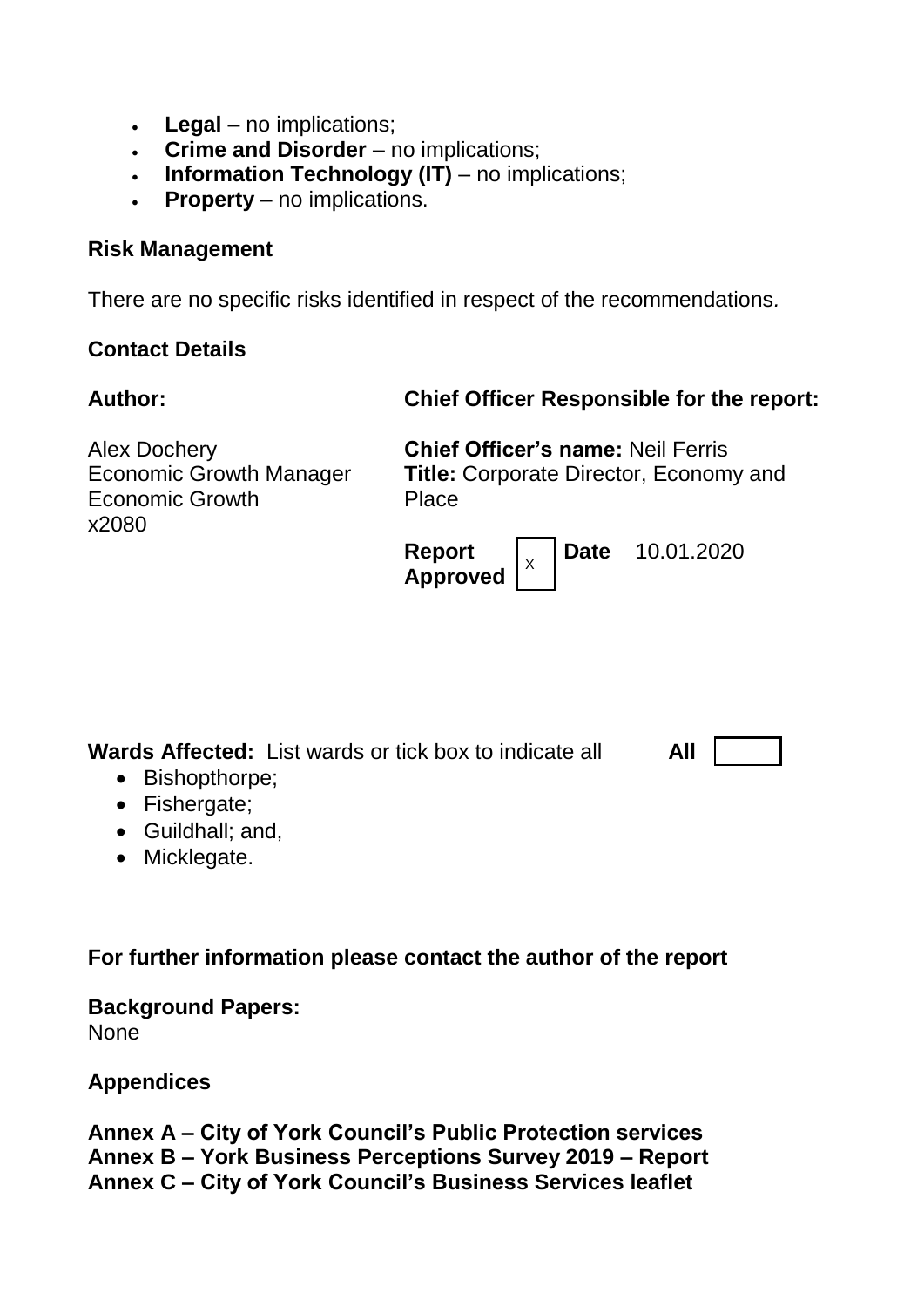- **Legal** – no implications;
- **Crime and Disorder** – no implications;
- **Information Technology (IT)** – no implications;
- **Property** – no implications.

**Risk Management**

There are no specific risks identified in respect of the recommendations.

**Contact Details**

| **Author:** | **Chief Officer Responsible for the report:** |
|---|---|
| Alex Dochery<br>Economic Growth Manager<br>Economic Growth<br>x2080 | **Chief Officer's name:** Neil Ferris<br>**Title:** Corporate Director, Economy and Place |
| | **Report Approved** x **Date** 10.01.2020 |

**Wards Affected:** List wards or tick box to indicate all **All**

- Bishopthorpe;
- Fishergate;
- Guildhall; and,
- Micklegate.

**For further information please contact the author of the report**

**Background Papers:**
None

**Appendices**

**Annex A – City of York Council's Public Protection services**
**Annex B – York Business Perceptions Survey 2019 – Report**
**Annex C – City of York Council's Business Services leaflet**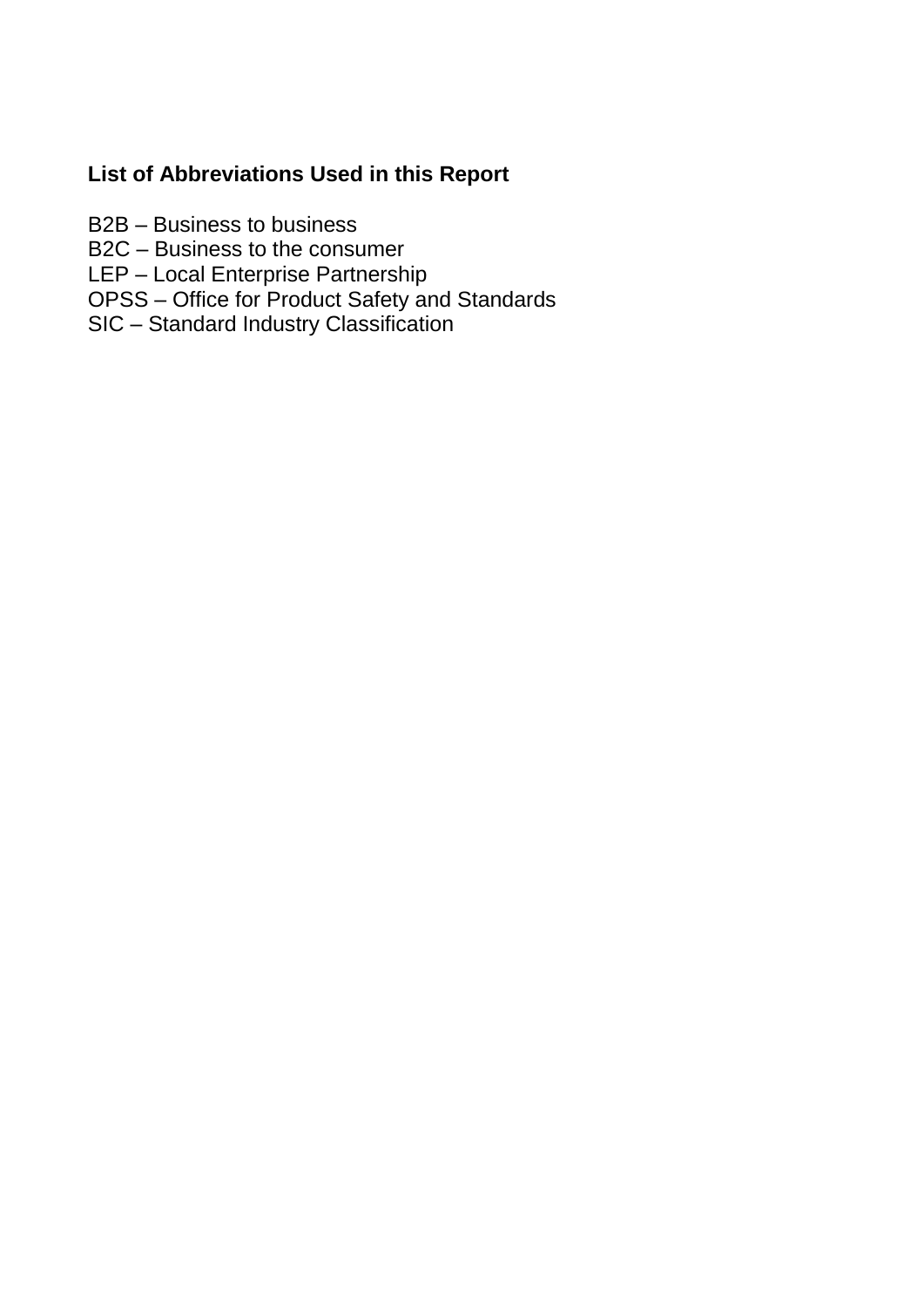**List of Abbreviations Used in this Report**

B2B – Business to business
B2C – Business to the consumer
LEP – Local Enterprise Partnership
OPSS – Office for Product Safety and Standards
SIC – Standard Industry Classification